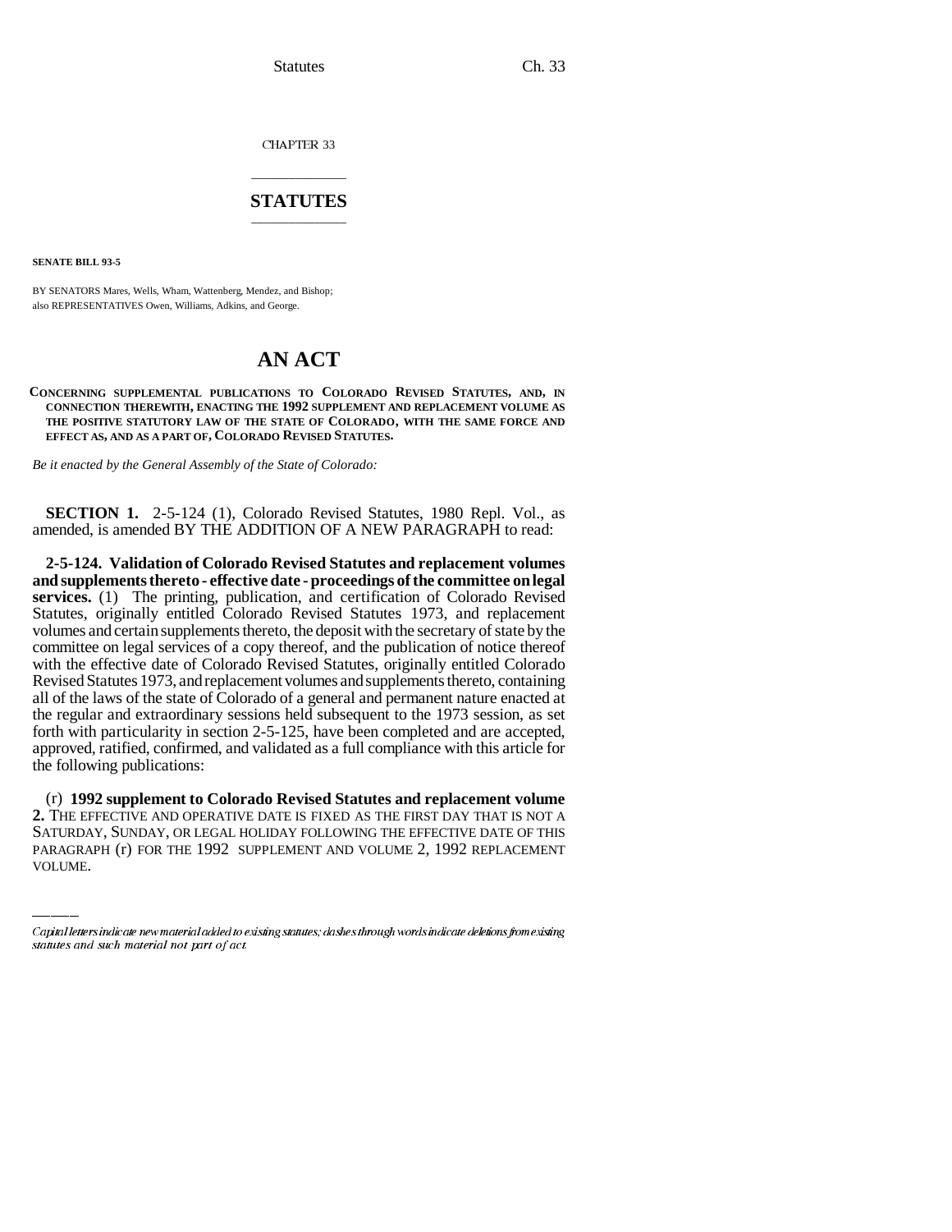CHAPTER 33

# STATUTES

**SENATE BILL 93-5**

BY SENATORS Mares, Wells, Wham, Wattenberg, Mendez, and Bishop;
also REPRESENTATIVES Owen, Williams, Adkins, and George.

# AN ACT

**CONCERNING SUPPLEMENTAL PUBLICATIONS TO COLORADO REVISED STATUTES, AND, IN CONNECTION THEREWITH, ENACTING THE 1992 SUPPLEMENT AND REPLACEMENT VOLUME AS THE POSITIVE STATUTORY LAW OF THE STATE OF COLORADO, WITH THE SAME FORCE AND EFFECT AS, AND AS A PART OF, COLORADO REVISED STATUTES.**

*Be it enacted by the General Assembly of the State of Colorado:*

**SECTION 1.** 2-5-124 (1), Colorado Revised Statutes, 1980 Repl. Vol., as amended, is amended BY THE ADDITION OF A NEW PARAGRAPH to read:

**2-5-124. Validation of Colorado Revised Statutes and replacement volumes and supplements thereto - effective date - proceedings of the committee on legal services.** (1) The printing, publication, and certification of Colorado Revised Statutes, originally entitled Colorado Revised Statutes 1973, and replacement volumes and certain supplements thereto, the deposit with the secretary of state by the committee on legal services of a copy thereof, and the publication of notice thereof with the effective date of Colorado Revised Statutes, originally entitled Colorado Revised Statutes 1973, and replacement volumes and supplements thereto, containing all of the laws of the state of Colorado of a general and permanent nature enacted at the regular and extraordinary sessions held subsequent to the 1973 session, as set forth with particularity in section 2-5-125, have been completed and are accepted, approved, ratified, confirmed, and validated as a full compliance with this article for the following publications:

(r) **1992 supplement to Colorado Revised Statutes and replacement volume 2.** THE EFFECTIVE AND OPERATIVE DATE IS FIXED AS THE FIRST DAY THAT IS NOT A SATURDAY, SUNDAY, OR LEGAL HOLIDAY FOLLOWING THE EFFECTIVE DATE OF THIS PARAGRAPH (r) FOR THE 1992 SUPPLEMENT AND VOLUME 2, 1992 REPLACEMENT VOLUME.

*Capital letters indicate new material added to existing statutes; dashes through words indicate deletions from existing statutes and such material not part of act.*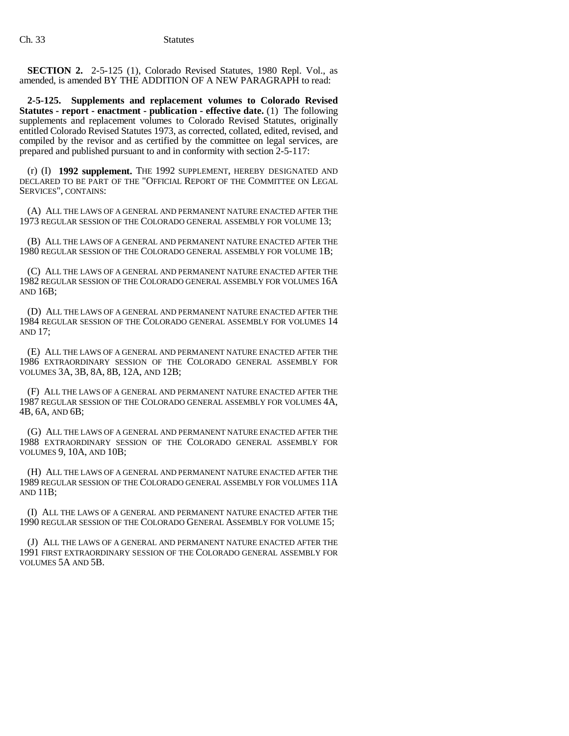**SECTION 2.** 2-5-125 (1), Colorado Revised Statutes, 1980 Repl. Vol., as amended, is amended BY THE ADDITION OF A NEW PARAGRAPH to read:

**2-5-125. Supplements and replacement volumes to Colorado Revised Statutes - report - enactment - publication - effective date.** (1) The following supplements and replacement volumes to Colorado Revised Statutes, originally entitled Colorado Revised Statutes 1973, as corrected, collated, edited, revised, and compiled by the revisor and as certified by the committee on legal services, are prepared and published pursuant to and in conformity with section 2-5-117:

(r) (I) **1992 supplement.** THE 1992 SUPPLEMENT, HEREBY DESIGNATED AND DECLARED TO BE PART OF THE "OFFICIAL REPORT OF THE COMMITTEE ON LEGAL SERVICES", CONTAINS:

(A) ALL THE LAWS OF A GENERAL AND PERMANENT NATURE ENACTED AFTER THE 1973 REGULAR SESSION OF THE COLORADO GENERAL ASSEMBLY FOR VOLUME 13;

(B) ALL THE LAWS OF A GENERAL AND PERMANENT NATURE ENACTED AFTER THE 1980 REGULAR SESSION OF THE COLORADO GENERAL ASSEMBLY FOR VOLUME 1B;

(C) ALL THE LAWS OF A GENERAL AND PERMANENT NATURE ENACTED AFTER THE 1982 REGULAR SESSION OF THE COLORADO GENERAL ASSEMBLY FOR VOLUMES 16A AND 16B;

(D) ALL THE LAWS OF A GENERAL AND PERMANENT NATURE ENACTED AFTER THE 1984 REGULAR SESSION OF THE COLORADO GENERAL ASSEMBLY FOR VOLUMES 14 AND 17;

(E) ALL THE LAWS OF A GENERAL AND PERMANENT NATURE ENACTED AFTER THE 1986 EXTRAORDINARY SESSION OF THE COLORADO GENERAL ASSEMBLY FOR VOLUMES 3A, 3B, 8A, 8B, 12A, AND 12B;

(F) ALL THE LAWS OF A GENERAL AND PERMANENT NATURE ENACTED AFTER THE 1987 REGULAR SESSION OF THE COLORADO GENERAL ASSEMBLY FOR VOLUMES 4A, 4B, 6A, AND 6B;

(G) ALL THE LAWS OF A GENERAL AND PERMANENT NATURE ENACTED AFTER THE 1988 EXTRAORDINARY SESSION OF THE COLORADO GENERAL ASSEMBLY FOR VOLUMES 9, 10A, AND 10B;

(H) ALL THE LAWS OF A GENERAL AND PERMANENT NATURE ENACTED AFTER THE 1989 REGULAR SESSION OF THE COLORADO GENERAL ASSEMBLY FOR VOLUMES 11A AND 11B;

(I) ALL THE LAWS OF A GENERAL AND PERMANENT NATURE ENACTED AFTER THE 1990 REGULAR SESSION OF THE COLORADO GENERAL ASSEMBLY FOR VOLUME 15;

(J) ALL THE LAWS OF A GENERAL AND PERMANENT NATURE ENACTED AFTER THE 1991 FIRST EXTRAORDINARY SESSION OF THE COLORADO GENERAL ASSEMBLY FOR VOLUMES 5A AND 5B.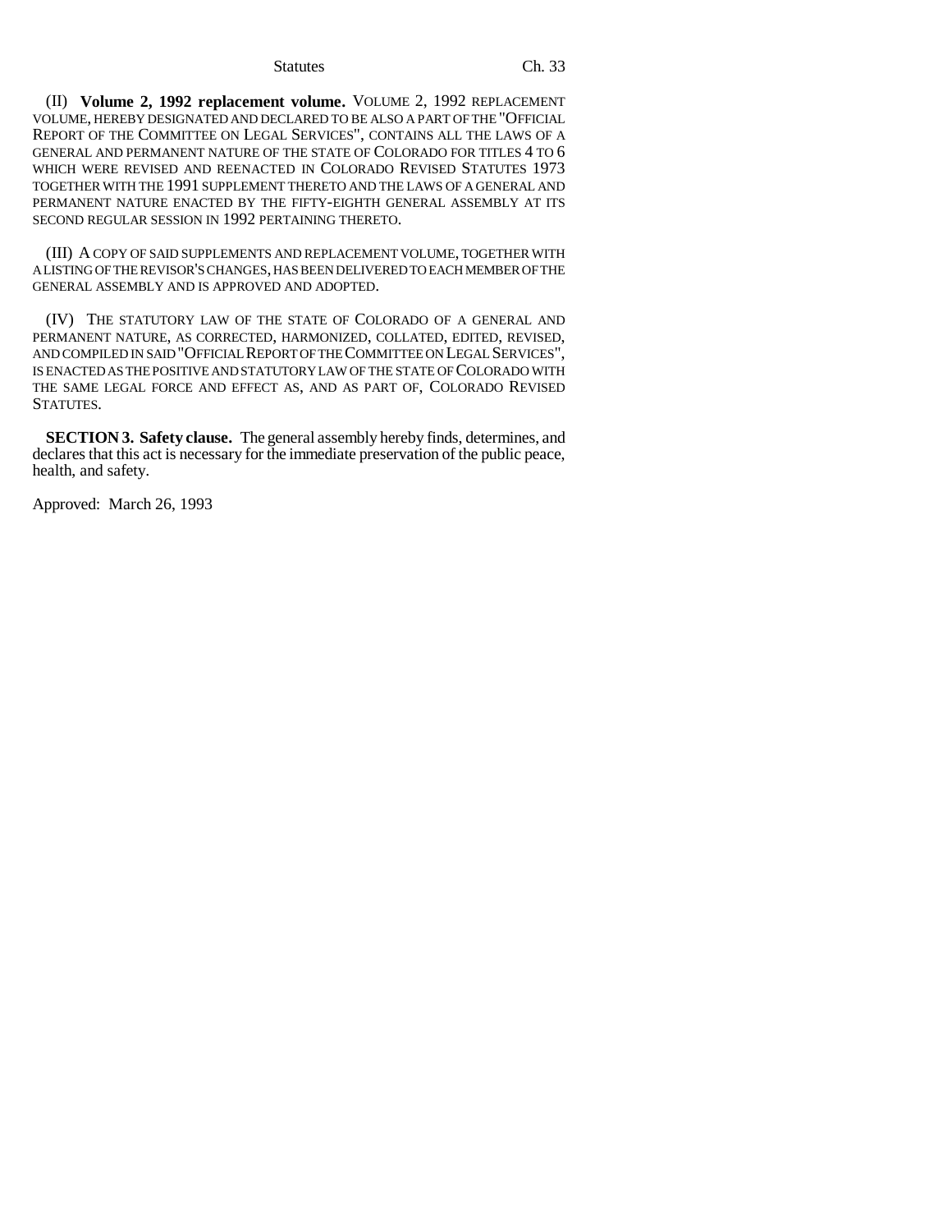(II) **Volume 2, 1992 replacement volume.** VOLUME 2, 1992 REPLACEMENT VOLUME, HEREBY DESIGNATED AND DECLARED TO BE ALSO A PART OF THE "OFFICIAL REPORT OF THE COMMITTEE ON LEGAL SERVICES", CONTAINS ALL THE LAWS OF A GENERAL AND PERMANENT NATURE OF THE STATE OF COLORADO FOR TITLES 4 TO 6 WHICH WERE REVISED AND REENACTED IN COLORADO REVISED STATUTES 1973 TOGETHER WITH THE 1991 SUPPLEMENT THERETO AND THE LAWS OF A GENERAL AND PERMANENT NATURE ENACTED BY THE FIFTY-EIGHTH GENERAL ASSEMBLY AT ITS SECOND REGULAR SESSION IN 1992 PERTAINING THERETO.

(III) A COPY OF SAID SUPPLEMENTS AND REPLACEMENT VOLUME, TOGETHER WITH A LISTING OF THE REVISOR'S CHANGES, HAS BEEN DELIVERED TO EACH MEMBER OF THE GENERAL ASSEMBLY AND IS APPROVED AND ADOPTED.

(IV) THE STATUTORY LAW OF THE STATE OF COLORADO OF A GENERAL AND PERMANENT NATURE, AS CORRECTED, HARMONIZED, COLLATED, EDITED, REVISED, AND COMPILED IN SAID "OFFICIAL REPORT OF THE COMMITTEE ON LEGAL SERVICES", IS ENACTED AS THE POSITIVE AND STATUTORY LAW OF THE STATE OF COLORADO WITH THE SAME LEGAL FORCE AND EFFECT AS, AND AS PART OF, COLORADO REVISED STATUTES.

**SECTION 3. Safety clause.** The general assembly hereby finds, determines, and declares that this act is necessary for the immediate preservation of the public peace, health, and safety.

Approved: March 26, 1993